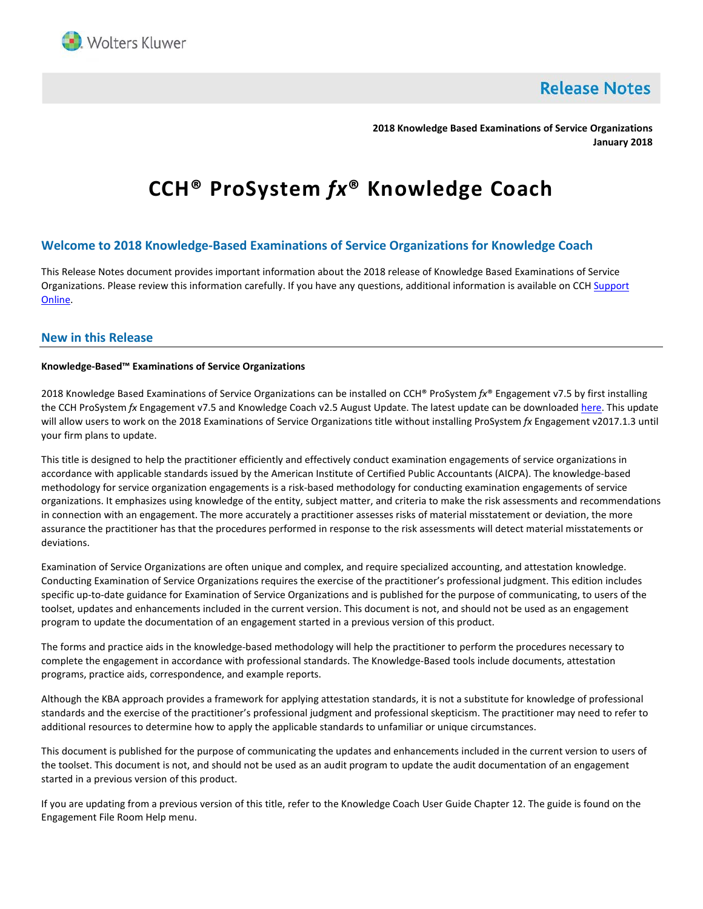Wolters Kluwer

# Release Notes

**2018 Knowledge Based Examinations of Service Organizations**
**January 2018**

# CCH® ProSystem *fx*® Knowledge Coach

## Welcome to 2018 Knowledge-Based Examinations of Service Organizations for Knowledge Coach

This Release Notes document provides important information about the 2018 release of Knowledge Based Examinations of Service Organizations. Please review this information carefully. If you have any questions, additional information is available on CCH Support Online.

## New in this Release

**Knowledge-Based™ Examinations of Service Organizations**

2018 Knowledge Based Examinations of Service Organizations can be installed on CCH® ProSystem *fx*® Engagement v7.5 by first installing the CCH ProSystem *fx* Engagement v7.5 and Knowledge Coach v2.5 August Update. The latest update can be downloaded here. This update will allow users to work on the 2018 Examinations of Service Organizations title without installing ProSystem *fx* Engagement v2017.1.3 until your firm plans to update.

This title is designed to help the practitioner efficiently and effectively conduct examination engagements of service organizations in accordance with applicable standards issued by the American Institute of Certified Public Accountants (AICPA). The knowledge-based methodology for service organization engagements is a risk-based methodology for conducting examination engagements of service organizations. It emphasizes using knowledge of the entity, subject matter, and criteria to make the risk assessments and recommendations in connection with an engagement. The more accurately a practitioner assesses risks of material misstatement or deviation, the more assurance the practitioner has that the procedures performed in response to the risk assessments will detect material misstatements or deviations.

Examination of Service Organizations are often unique and complex, and require specialized accounting, and attestation knowledge. Conducting Examination of Service Organizations requires the exercise of the practitioner's professional judgment. This edition includes specific up-to-date guidance for Examination of Service Organizations and is published for the purpose of communicating, to users of the toolset, updates and enhancements included in the current version. This document is not, and should not be used as an engagement program to update the documentation of an engagement started in a previous version of this product.

The forms and practice aids in the knowledge-based methodology will help the practitioner to perform the procedures necessary to complete the engagement in accordance with professional standards. The Knowledge-Based tools include documents, attestation programs, practice aids, correspondence, and example reports.

Although the KBA approach provides a framework for applying attestation standards, it is not a substitute for knowledge of professional standards and the exercise of the practitioner's professional judgment and professional skepticism. The practitioner may need to refer to additional resources to determine how to apply the applicable standards to unfamiliar or unique circumstances.

This document is published for the purpose of communicating the updates and enhancements included in the current version to users of the toolset. This document is not, and should not be used as an audit program to update the audit documentation of an engagement started in a previous version of this product.

If you are updating from a previous version of this title, refer to the Knowledge Coach User Guide Chapter 12. The guide is found on the Engagement File Room Help menu.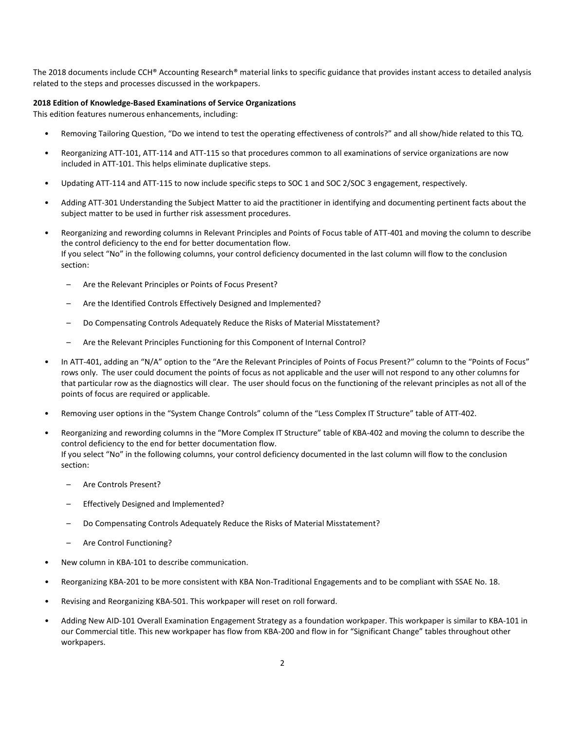The 2018 documents include CCH® Accounting Research® material links to specific guidance that provides instant access to detailed analysis related to the steps and processes discussed in the workpapers.

**2018 Edition of Knowledge-Based Examinations of Service Organizations**

This edition features numerous enhancements, including:

- Removing Tailoring Question, "Do we intend to test the operating effectiveness of controls?" and all show/hide related to this TQ.
- Reorganizing ATT-101, ATT-114 and ATT-115 so that procedures common to all examinations of service organizations are now included in ATT-101. This helps eliminate duplicative steps.
- Updating ATT-114 and ATT-115 to now include specific steps to SOC 1 and SOC 2/SOC 3 engagement, respectively.
- Adding ATT-301 Understanding the Subject Matter to aid the practitioner in identifying and documenting pertinent facts about the subject matter to be used in further risk assessment procedures.
- Reorganizing and rewording columns in Relevant Principles and Points of Focus table of ATT-401 and moving the column to describe the control deficiency to the end for better documentation flow.
  If you select "No" in the following columns, your control deficiency documented in the last column will flow to the conclusion section:
  - Are the Relevant Principles or Points of Focus Present?
  - Are the Identified Controls Effectively Designed and Implemented?
  - Do Compensating Controls Adequately Reduce the Risks of Material Misstatement?
  - Are the Relevant Principles Functioning for this Component of Internal Control?
- In ATT-401, adding an "N/A" option to the "Are the Relevant Principles of Points of Focus Present?" column to the "Points of Focus" rows only. The user could document the points of focus as not applicable and the user will not respond to any other columns for that particular row as the diagnostics will clear. The user should focus on the functioning of the relevant principles as not all of the points of focus are required or applicable.
- Removing user options in the "System Change Controls" column of the "Less Complex IT Structure" table of ATT-402.
- Reorganizing and rewording columns in the "More Complex IT Structure" table of KBA-402 and moving the column to describe the control deficiency to the end for better documentation flow.
  If you select "No" in the following columns, your control deficiency documented in the last column will flow to the conclusion section:
  - Are Controls Present?
  - Effectively Designed and Implemented?
  - Do Compensating Controls Adequately Reduce the Risks of Material Misstatement?
  - Are Control Functioning?
- New column in KBA-101 to describe communication.
- Reorganizing KBA-201 to be more consistent with KBA Non-Traditional Engagements and to be compliant with SSAE No. 18.
- Revising and Reorganizing KBA-501. This workpaper will reset on roll forward.
- Adding New AID-101 Overall Examination Engagement Strategy as a foundation workpaper. This workpaper is similar to KBA-101 in our Commercial title. This new workpaper has flow from KBA-200 and flow in for "Significant Change" tables throughout other workpapers.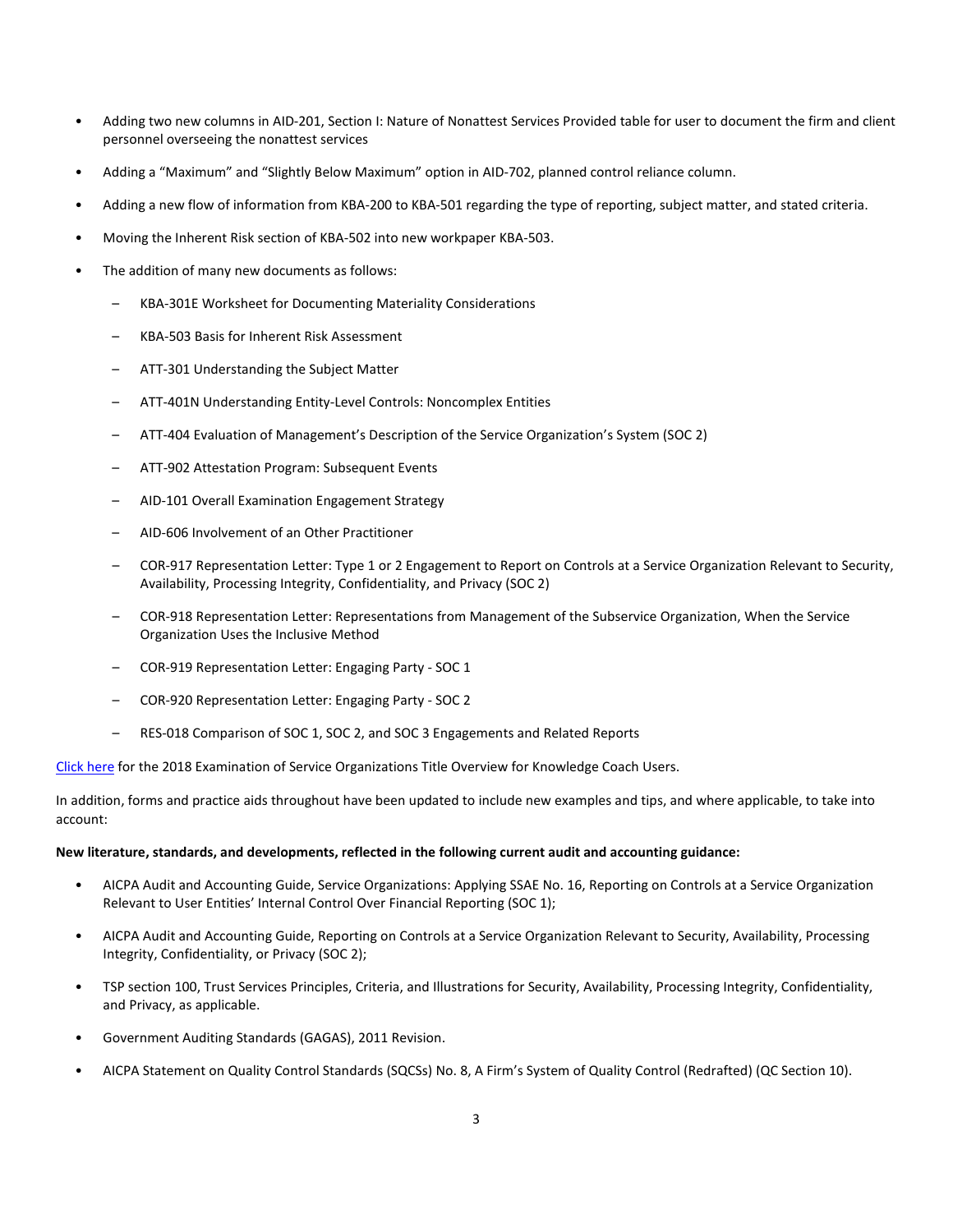- Adding two new columns in AID-201, Section I: Nature of Nonattest Services Provided table for user to document the firm and client personnel overseeing the nonattest services
- Adding a "Maximum" and "Slightly Below Maximum" option in AID-702, planned control reliance column.
- Adding a new flow of information from KBA-200 to KBA-501 regarding the type of reporting, subject matter, and stated criteria.
- Moving the Inherent Risk section of KBA-502 into new workpaper KBA-503.
- The addition of many new documents as follows:
  - KBA-301E Worksheet for Documenting Materiality Considerations
  - KBA-503 Basis for Inherent Risk Assessment
  - ATT-301 Understanding the Subject Matter
  - ATT-401N Understanding Entity-Level Controls: Noncomplex Entities
  - ATT-404 Evaluation of Management's Description of the Service Organization's System (SOC 2)
  - ATT-902 Attestation Program: Subsequent Events
  - AID-101 Overall Examination Engagement Strategy
  - AID-606 Involvement of an Other Practitioner
  - COR-917 Representation Letter: Type 1 or 2 Engagement to Report on Controls at a Service Organization Relevant to Security, Availability, Processing Integrity, Confidentiality, and Privacy (SOC 2)
  - COR-918 Representation Letter: Representations from Management of the Subservice Organization, When the Service Organization Uses the Inclusive Method
  - COR-919 Representation Letter: Engaging Party - SOC 1
  - COR-920 Representation Letter: Engaging Party - SOC 2
  - RES-018 Comparison of SOC 1, SOC 2, and SOC 3 Engagements and Related Reports

Click here for the 2018 Examination of Service Organizations Title Overview for Knowledge Coach Users.

In addition, forms and practice aids throughout have been updated to include new examples and tips, and where applicable, to take into account:

**New literature, standards, and developments, reflected in the following current audit and accounting guidance:**

- AICPA Audit and Accounting Guide, Service Organizations: Applying SSAE No. 16, Reporting on Controls at a Service Organization Relevant to User Entities' Internal Control Over Financial Reporting (SOC 1);
- AICPA Audit and Accounting Guide, Reporting on Controls at a Service Organization Relevant to Security, Availability, Processing Integrity, Confidentiality, or Privacy (SOC 2);
- TSP section 100, Trust Services Principles, Criteria, and Illustrations for Security, Availability, Processing Integrity, Confidentiality, and Privacy, as applicable.
- Government Auditing Standards (GAGAS), 2011 Revision.
- AICPA Statement on Quality Control Standards (SQCSs) No. 8, A Firm's System of Quality Control (Redrafted) (QC Section 10).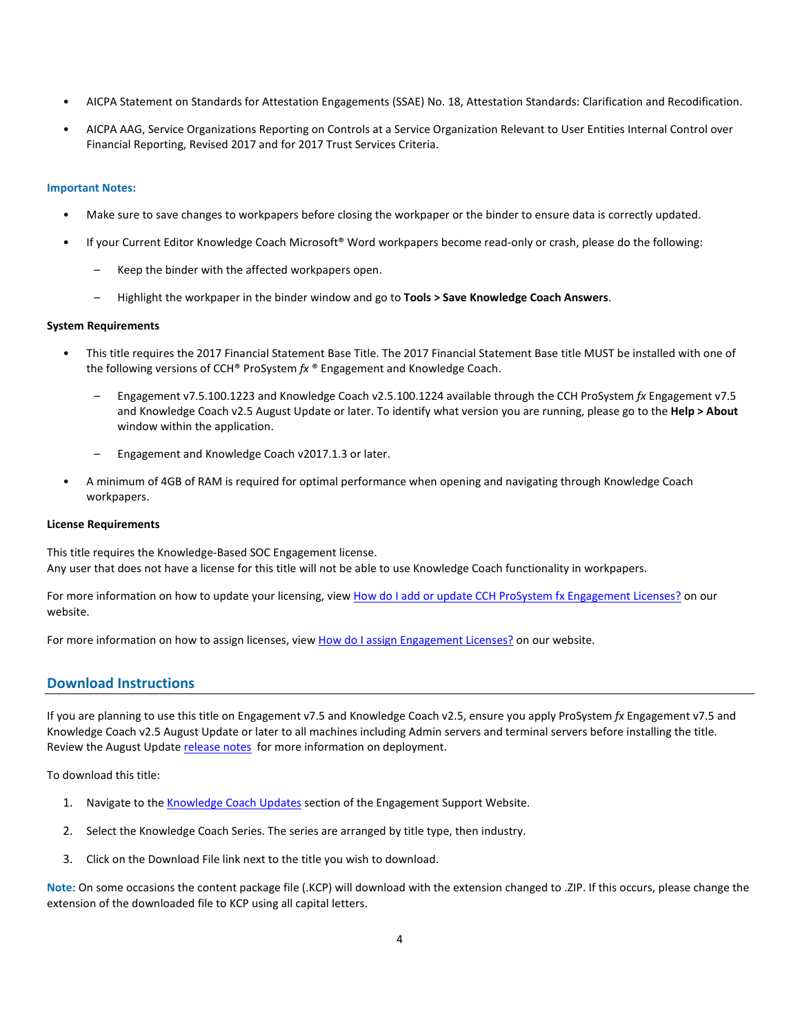- AICPA Statement on Standards for Attestation Engagements (SSAE) No. 18, Attestation Standards: Clarification and Recodification.
- AICPA AAG, Service Organizations Reporting on Controls at a Service Organization Relevant to User Entities Internal Control over Financial Reporting, Revised 2017 and for 2017 Trust Services Criteria.

**Important Notes:**

- Make sure to save changes to workpapers before closing the workpaper or the binder to ensure data is correctly updated.
- If your Current Editor Knowledge Coach Microsoft® Word workpapers become read-only or crash, please do the following:
  - Keep the binder with the affected workpapers open.
  - Highlight the workpaper in the binder window and go to **Tools > Save Knowledge Coach Answers**.

**System Requirements**

- This title requires the 2017 Financial Statement Base Title. The 2017 Financial Statement Base title MUST be installed with one of the following versions of CCH® ProSystem *fx* ® Engagement and Knowledge Coach.
  - Engagement v7.5.100.1223 and Knowledge Coach v2.5.100.1224 available through the CCH ProSystem *fx* Engagement v7.5 and Knowledge Coach v2.5 August Update or later. To identify what version you are running, please go to the **Help > About** window within the application.
  - Engagement and Knowledge Coach v2017.1.3 or later.
- A minimum of 4GB of RAM is required for optimal performance when opening and navigating through Knowledge Coach workpapers.

**License Requirements**

This title requires the Knowledge-Based SOC Engagement license.
Any user that does not have a license for this title will not be able to use Knowledge Coach functionality in workpapers.

For more information on how to update your licensing, view How do I add or update CCH ProSystem fx Engagement Licenses? on our website.

For more information on how to assign licenses, view How do I assign Engagement Licenses? on our website.

## Download Instructions

If you are planning to use this title on Engagement v7.5 and Knowledge Coach v2.5, ensure you apply ProSystem *fx* Engagement v7.5 and Knowledge Coach v2.5 August Update or later to all machines including Admin servers and terminal servers before installing the title. Review the August Update release notes for more information on deployment.

To download this title:

1. Navigate to the Knowledge Coach Updates section of the Engagement Support Website.
2. Select the Knowledge Coach Series. The series are arranged by title type, then industry.
3. Click on the Download File link next to the title you wish to download.

**Note**: On some occasions the content package file (.KCP) will download with the extension changed to .ZIP. If this occurs, please change the extension of the downloaded file to KCP using all capital letters.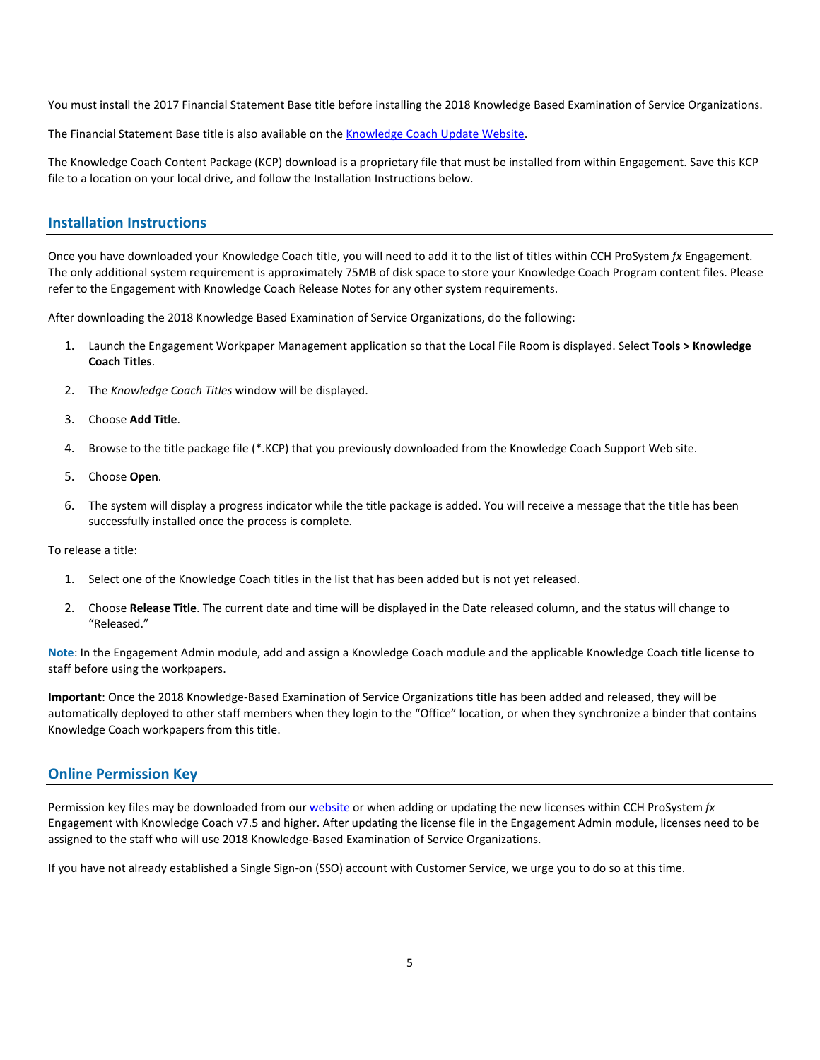You must install the 2017 Financial Statement Base title before installing the 2018 Knowledge Based Examination of Service Organizations.

The Financial Statement Base title is also available on the Knowledge Coach Update Website.

The Knowledge Coach Content Package (KCP) download is a proprietary file that must be installed from within Engagement. Save this KCP file to a location on your local drive, and follow the Installation Instructions below.

## Installation Instructions

Once you have downloaded your Knowledge Coach title, you will need to add it to the list of titles within CCH ProSystem *fx* Engagement. The only additional system requirement is approximately 75MB of disk space to store your Knowledge Coach Program content files. Please refer to the Engagement with Knowledge Coach Release Notes for any other system requirements.

After downloading the 2018 Knowledge Based Examination of Service Organizations, do the following:

1. Launch the Engagement Workpaper Management application so that the Local File Room is displayed. Select **Tools > Knowledge Coach Titles**.
2. The *Knowledge Coach Titles* window will be displayed.
3. Choose **Add Title**.
4. Browse to the title package file (*.KCP) that you previously downloaded from the Knowledge Coach Support Web site.
5. Choose **Open**.
6. The system will display a progress indicator while the title package is added. You will receive a message that the title has been successfully installed once the process is complete.

To release a title:

1. Select one of the Knowledge Coach titles in the list that has been added but is not yet released.
2. Choose **Release Title**. The current date and time will be displayed in the Date released column, and the status will change to "Released."

**Note**: In the Engagement Admin module, add and assign a Knowledge Coach module and the applicable Knowledge Coach title license to staff before using the workpapers.

**Important**: Once the 2018 Knowledge-Based Examination of Service Organizations title has been added and released, they will be automatically deployed to other staff members when they login to the "Office" location, or when they synchronize a binder that contains Knowledge Coach workpapers from this title.

## Online Permission Key

Permission key files may be downloaded from our website or when adding or updating the new licenses within CCH ProSystem *fx* Engagement with Knowledge Coach v7.5 and higher. After updating the license file in the Engagement Admin module, licenses need to be assigned to the staff who will use 2018 Knowledge-Based Examination of Service Organizations.

If you have not already established a Single Sign-on (SSO) account with Customer Service, we urge you to do so at this time.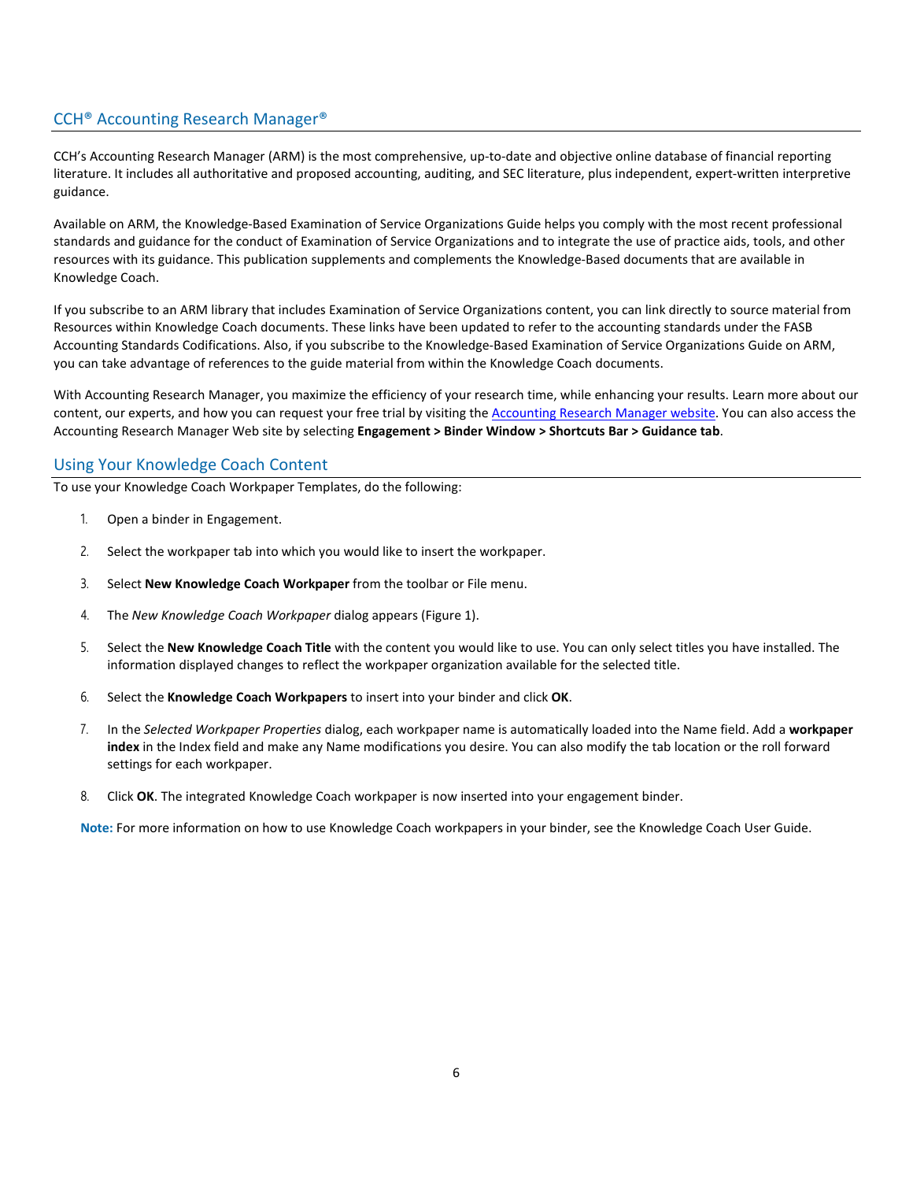## CCH® Accounting Research Manager®

CCH's Accounting Research Manager (ARM) is the most comprehensive, up-to-date and objective online database of financial reporting literature. It includes all authoritative and proposed accounting, auditing, and SEC literature, plus independent, expert-written interpretive guidance.

Available on ARM, the Knowledge-Based Examination of Service Organizations Guide helps you comply with the most recent professional standards and guidance for the conduct of Examination of Service Organizations and to integrate the use of practice aids, tools, and other resources with its guidance. This publication supplements and complements the Knowledge-Based documents that are available in Knowledge Coach.

If you subscribe to an ARM library that includes Examination of Service Organizations content, you can link directly to source material from Resources within Knowledge Coach documents. These links have been updated to refer to the accounting standards under the FASB Accounting Standards Codifications. Also, if you subscribe to the Knowledge-Based Examination of Service Organizations Guide on ARM, you can take advantage of references to the guide material from within the Knowledge Coach documents.

With Accounting Research Manager, you maximize the efficiency of your research time, while enhancing your results. Learn more about our content, our experts, and how you can request your free trial by visiting the Accounting Research Manager website. You can also access the Accounting Research Manager Web site by selecting **Engagement > Binder Window > Shortcuts Bar > Guidance tab**.

## Using Your Knowledge Coach Content

To use your Knowledge Coach Workpaper Templates, do the following:

1. Open a binder in Engagement.
2. Select the workpaper tab into which you would like to insert the workpaper.
3. Select **New Knowledge Coach Workpaper** from the toolbar or File menu.
4. The *New Knowledge Coach Workpaper* dialog appears (Figure 1).
5. Select the **New Knowledge Coach Title** with the content you would like to use. You can only select titles you have installed. The information displayed changes to reflect the workpaper organization available for the selected title.
6. Select the **Knowledge Coach Workpapers** to insert into your binder and click **OK**.
7. In the *Selected Workpaper Properties* dialog, each workpaper name is automatically loaded into the Name field. Add a **workpaper index** in the Index field and make any Name modifications you desire. You can also modify the tab location or the roll forward settings for each workpaper.
8. Click **OK**. The integrated Knowledge Coach workpaper is now inserted into your engagement binder.

**Note:** For more information on how to use Knowledge Coach workpapers in your binder, see the Knowledge Coach User Guide.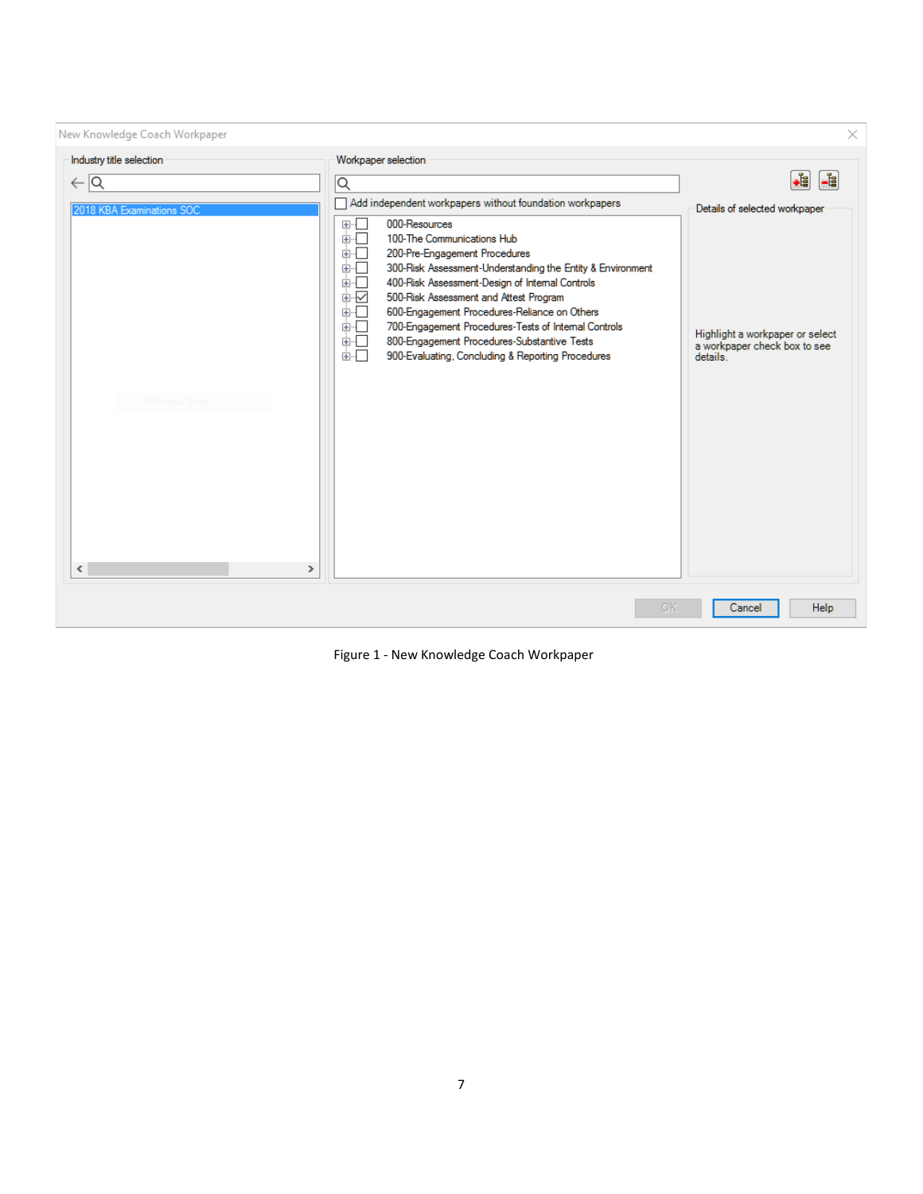New Knowledge Coach Workpaper

Industry title selection

2018 KBA Examinations SOC

Workpaper selection

Add independent workpapers without foundation workpapers

- 000-Resources
- 100-The Communications Hub
- 200-Pre-Engagement Procedures
- 300-Risk Assessment-Understanding the Entity & Environment
- 400-Risk Assessment-Design of Internal Controls
- 500-Risk Assessment and Attest Program
- 600-Engagement Procedures-Reliance on Others
- 700-Engagement Procedures-Tests of Internal Controls
- 800-Engagement Procedures-Substantive Tests
- 900-Evaluating, Concluding & Reporting Procedures

Details of selected workpaper

Highlight a workpaper or select a workpaper check box to see details.

OK Cancel Help

Figure 1 - New Knowledge Coach Workpaper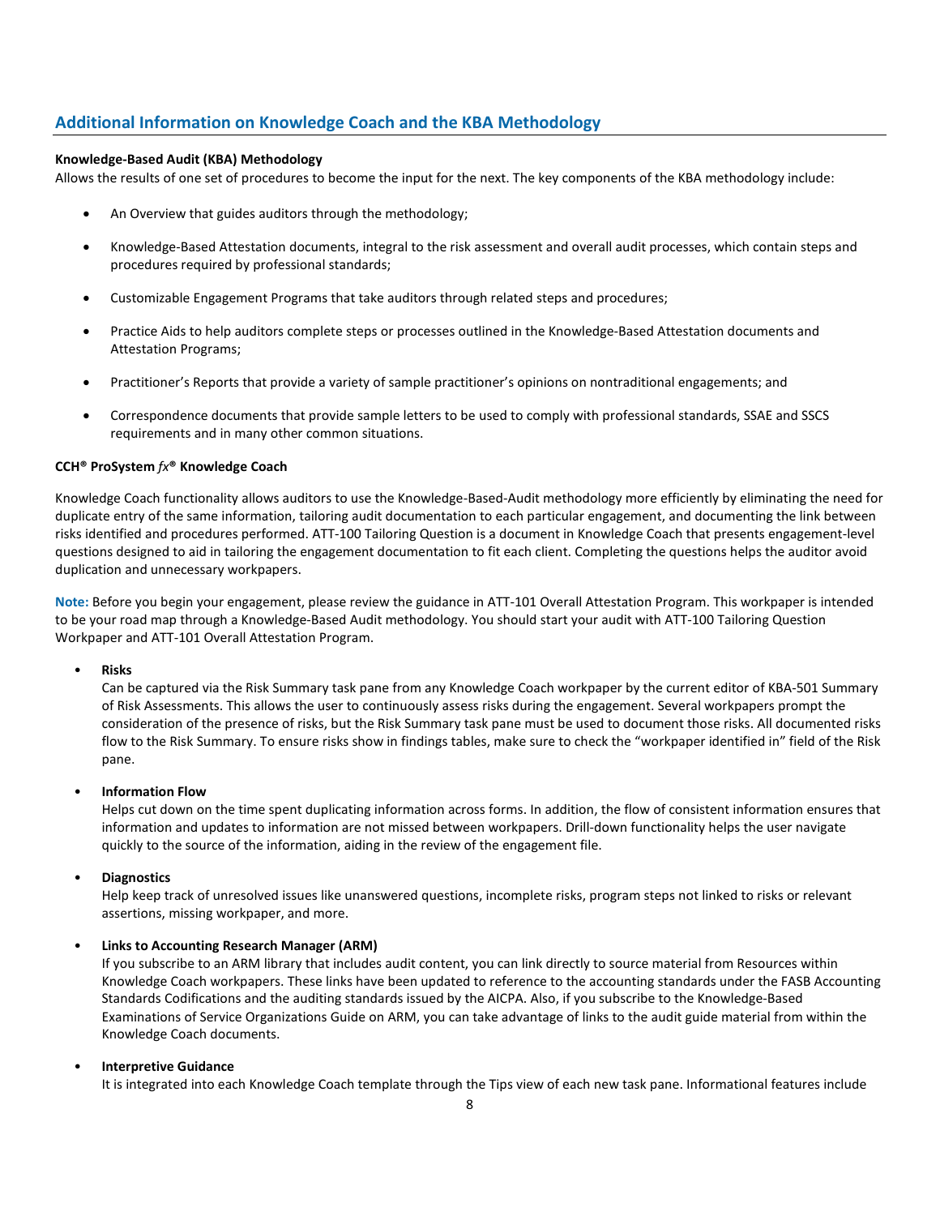## Additional Information on Knowledge Coach and the KBA Methodology

**Knowledge-Based Audit (KBA) Methodology**

Allows the results of one set of procedures to become the input for the next. The key components of the KBA methodology include:

- An Overview that guides auditors through the methodology;
- Knowledge-Based Attestation documents, integral to the risk assessment and overall audit processes, which contain steps and procedures required by professional standards;
- Customizable Engagement Programs that take auditors through related steps and procedures;
- Practice Aids to help auditors complete steps or processes outlined in the Knowledge-Based Attestation documents and Attestation Programs;
- Practitioner's Reports that provide a variety of sample practitioner's opinions on nontraditional engagements; and
- Correspondence documents that provide sample letters to be used to comply with professional standards, SSAE and SSCS requirements and in many other common situations.

**CCH® ProSystem *fx*® Knowledge Coach**

Knowledge Coach functionality allows auditors to use the Knowledge-Based-Audit methodology more efficiently by eliminating the need for duplicate entry of the same information, tailoring audit documentation to each particular engagement, and documenting the link between risks identified and procedures performed. ATT-100 Tailoring Question is a document in Knowledge Coach that presents engagement-level questions designed to aid in tailoring the engagement documentation to fit each client. Completing the questions helps the auditor avoid duplication and unnecessary workpapers.

**Note:** Before you begin your engagement, please review the guidance in ATT-101 Overall Attestation Program. This workpaper is intended to be your road map through a Knowledge-Based Audit methodology. You should start your audit with ATT-100 Tailoring Question Workpaper and ATT-101 Overall Attestation Program.

- **Risks**
  Can be captured via the Risk Summary task pane from any Knowledge Coach workpaper by the current editor of KBA-501 Summary of Risk Assessments. This allows the user to continuously assess risks during the engagement. Several workpapers prompt the consideration of the presence of risks, but the Risk Summary task pane must be used to document those risks. All documented risks flow to the Risk Summary. To ensure risks show in findings tables, make sure to check the "workpaper identified in" field of the Risk pane.

- **Information Flow**
  Helps cut down on the time spent duplicating information across forms. In addition, the flow of consistent information ensures that information and updates to information are not missed between workpapers. Drill-down functionality helps the user navigate quickly to the source of the information, aiding in the review of the engagement file.

- **Diagnostics**
  Help keep track of unresolved issues like unanswered questions, incomplete risks, program steps not linked to risks or relevant assertions, missing workpaper, and more.

- **Links to Accounting Research Manager (ARM)**
  If you subscribe to an ARM library that includes audit content, you can link directly to source material from Resources within Knowledge Coach workpapers. These links have been updated to reference to the accounting standards under the FASB Accounting Standards Codifications and the auditing standards issued by the AICPA. Also, if you subscribe to the Knowledge-Based Examinations of Service Organizations Guide on ARM, you can take advantage of links to the audit guide material from within the Knowledge Coach documents.

- **Interpretive Guidance**
  It is integrated into each Knowledge Coach template through the Tips view of each new task pane. Informational features include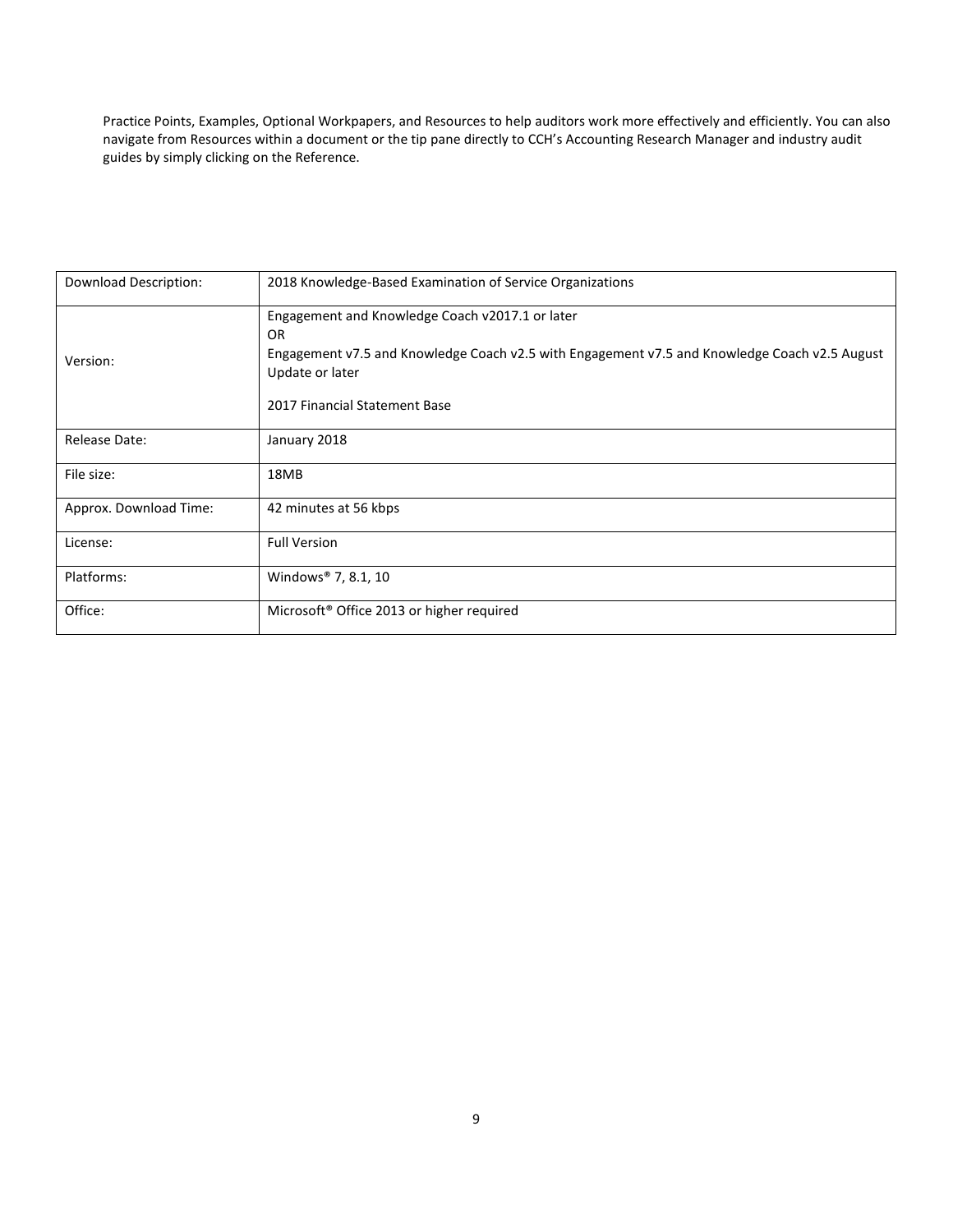Practice Points, Examples, Optional Workpapers, and Resources to help auditors work more effectively and efficiently. You can also navigate from Resources within a document or the tip pane directly to CCH's Accounting Research Manager and industry audit guides by simply clicking on the Reference.

| | |
|---|---|
| Download Description: | 2018 Knowledge-Based Examination of Service Organizations |
| Version: | Engagement and Knowledge Coach v2017.1 or later<br>OR<br>Engagement v7.5 and Knowledge Coach v2.5 with Engagement v7.5 and Knowledge Coach v2.5 August Update or later<br><br>2017 Financial Statement Base |
| Release Date: | January 2018 |
| File size: | 18MB |
| Approx. Download Time: | 42 minutes at 56 kbps |
| License: | Full Version |
| Platforms: | Windows® 7, 8.1, 10 |
| Office: | Microsoft® Office 2013 or higher required |